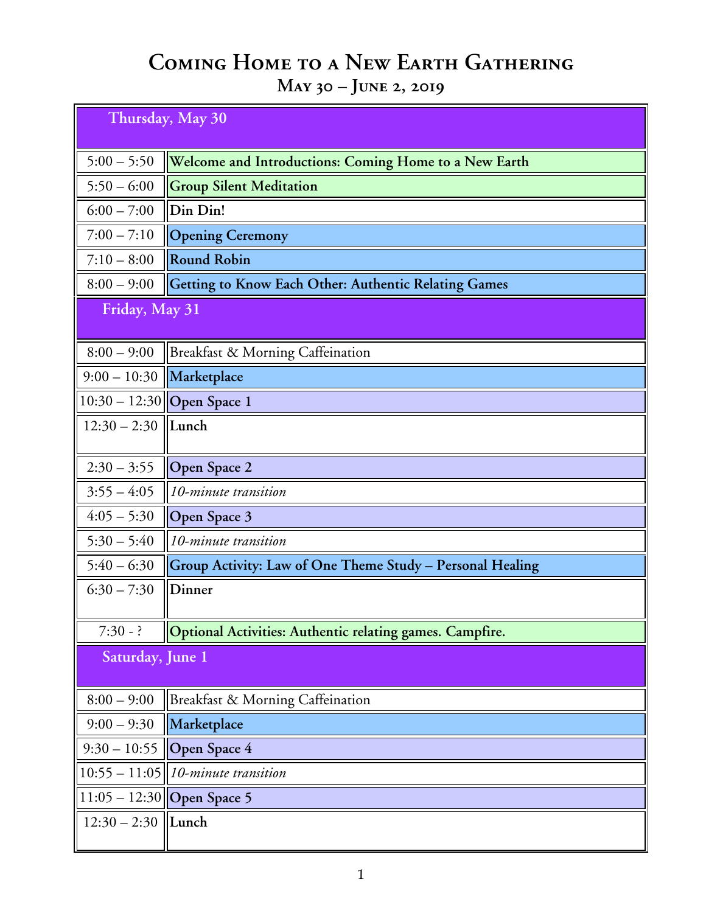# Coming Home to a New Earth Gathering

## May 30 – June 2, 2019

| Thursday, May 30 | |
|---|---|
| 5:00 – 5:50 | **Welcome and Introductions: Coming Home to a New Earth** |
| 5:50 – 6:00 | **Group Silent Meditation** |
| 6:00 – 7:00 | **Din Din!** |
| 7:00 – 7:10 | **Opening Ceremony** |
| 7:10 – 8:00 | **Round Robin** |
| 8:00 – 9:00 | **Getting to Know Each Other: Authentic Relating Games** |
| **Friday, May 31** | |
| 8:00 – 9:00 | Breakfast & Morning Caffeination |
| 9:00 – 10:30 | **Marketplace** |
| 10:30 – 12:30 | **Open Space 1** |
| 12:30 – 2:30 | **Lunch** |
| 2:30 – 3:55 | **Open Space 2** |
| 3:55 – 4:05 | *10-minute transition* |
| 4:05 – 5:30 | **Open Space 3** |
| 5:30 – 5:40 | *10-minute transition* |
| 5:40 – 6:30 | **Group Activity: Law of One Theme Study – Personal Healing** |
| 6:30 – 7:30 | **Dinner** |
| 7:30 - ? | **Optional Activities: Authentic relating games. Campfire.** |
| **Saturday, June 1** | |
| 8:00 – 9:00 | Breakfast & Morning Caffeination |
| 9:00 – 9:30 | **Marketplace** |
| 9:30 – 10:55 | **Open Space 4** |
| 10:55 – 11:05 | *10-minute transition* |
| 11:05 – 12:30 | **Open Space 5** |
| 12:30 – 2:30 | **Lunch** |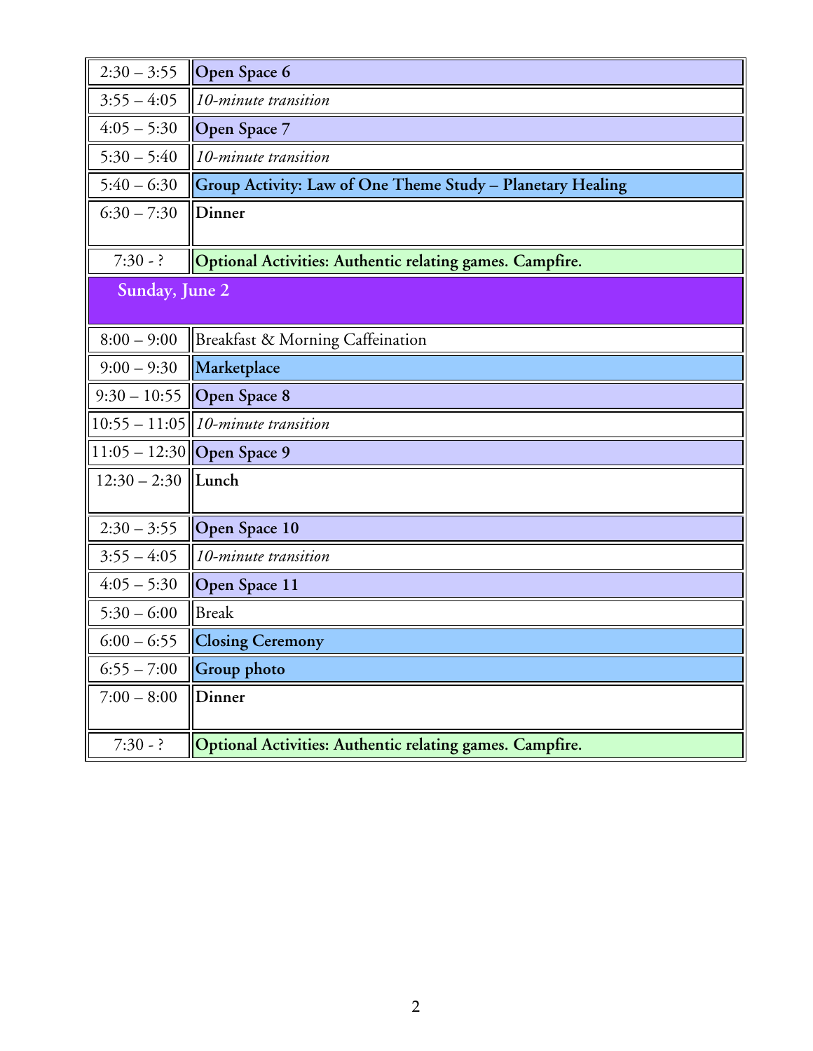| | |
|---|---|
| 2:30 – 3:55 | **Open Space 6** |
| 3:55 – 4:05 | *10-minute transition* |
| 4:05 – 5:30 | **Open Space 7** |
| 5:30 – 5:40 | *10-minute transition* |
| 5:40 – 6:30 | **Group Activity: Law of One Theme Study – Planetary Healing** |
| 6:30 – 7:30 | **Dinner** |
| 7:30 - ? | **Optional Activities: Authentic relating games. Campfire.** |
| **Sunday, June 2** | |
| 8:00 – 9:00 | Breakfast & Morning Caffeination |
| 9:00 – 9:30 | **Marketplace** |
| 9:30 – 10:55 | **Open Space 8** |
| 10:55 – 11:05 | *10-minute transition* |
| 11:05 – 12:30 | **Open Space 9** |
| 12:30 – 2:30 | **Lunch** |
| 2:30 – 3:55 | **Open Space 10** |
| 3:55 – 4:05 | *10-minute transition* |
| 4:05 – 5:30 | **Open Space 11** |
| 5:30 – 6:00 | Break |
| 6:00 – 6:55 | **Closing Ceremony** |
| 6:55 – 7:00 | **Group photo** |
| 7:00 – 8:00 | **Dinner** |
| 7:30 - ? | **Optional Activities: Authentic relating games. Campfire.** |